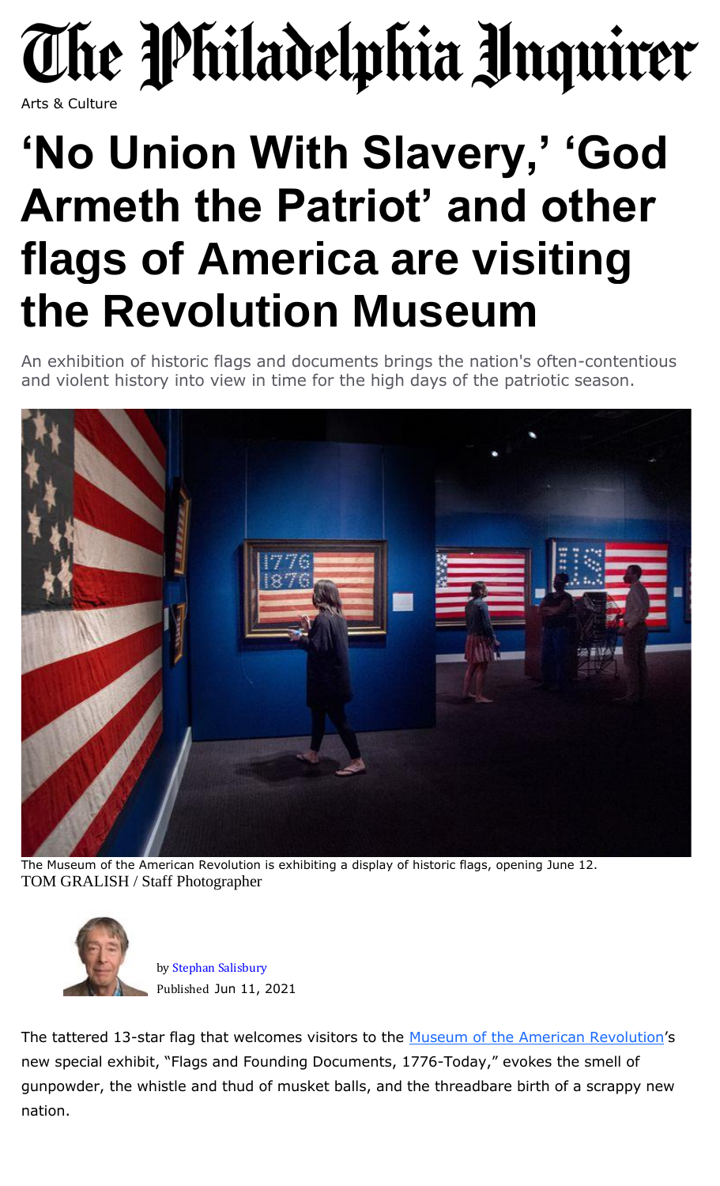# The Philadelphia Inquirer

Arts & Culture

# 'No Union With Slavery,' 'God Armeth the Patriot' and other flags of America are visiting the Revolution Museum

An exhibition of historic flags and documents brings the nation's often-contentious and violent history into view in time for the high days of the patriotic season.

The Museum of the American Revolution is exhibiting a display of historic flags, opening June 12.
TOM GRALISH / Staff Photographer

by Stephan Salisbury
Published Jun 11, 2021

The tattered 13-star flag that welcomes visitors to the Museum of the American Revolution's new special exhibit, "Flags and Founding Documents, 1776-Today," evokes the smell of gunpowder, the whistle and thud of musket balls, and the threadbare birth of a scrappy new nation.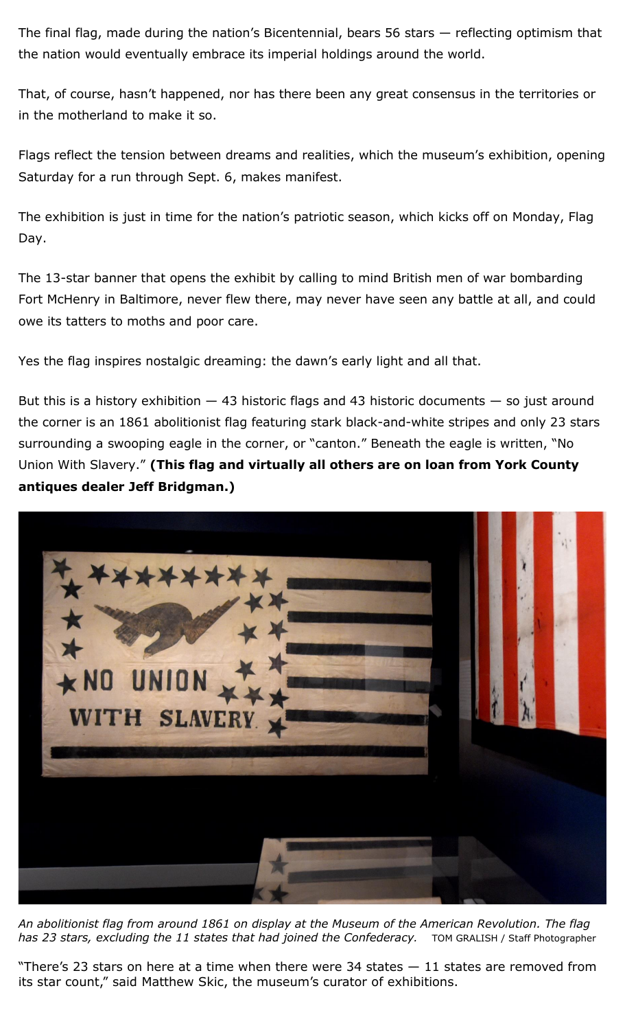The final flag, made during the nation's Bicentennial, bears 56 stars — reflecting optimism that the nation would eventually embrace its imperial holdings around the world.

That, of course, hasn't happened, nor has there been any great consensus in the territories or in the motherland to make it so.

Flags reflect the tension between dreams and realities, which the museum's exhibition, opening Saturday for a run through Sept. 6, makes manifest.

The exhibition is just in time for the nation's patriotic season, which kicks off on Monday, Flag Day.

The 13-star banner that opens the exhibit by calling to mind British men of war bombarding Fort McHenry in Baltimore, never flew there, may never have seen any battle at all, and could owe its tatters to moths and poor care.

Yes the flag inspires nostalgic dreaming: the dawn's early light and all that.

But this is a history exhibition — 43 historic flags and 43 historic documents — so just around the corner is an 1861 abolitionist flag featuring stark black-and-white stripes and only 23 stars surrounding a swooping eagle in the corner, or "canton." Beneath the eagle is written, "No Union With Slavery." **(This flag and virtually all others are on loan from York County antiques dealer Jeff Bridgman.)**

*An abolitionist flag from around 1861 on display at the Museum of the American Revolution. The flag has 23 stars, excluding the 11 states that had joined the Confederacy.* TOM GRALISH / Staff Photographer

"There's 23 stars on here at a time when there were 34 states — 11 states are removed from its star count," said Matthew Skic, the museum's curator of exhibitions.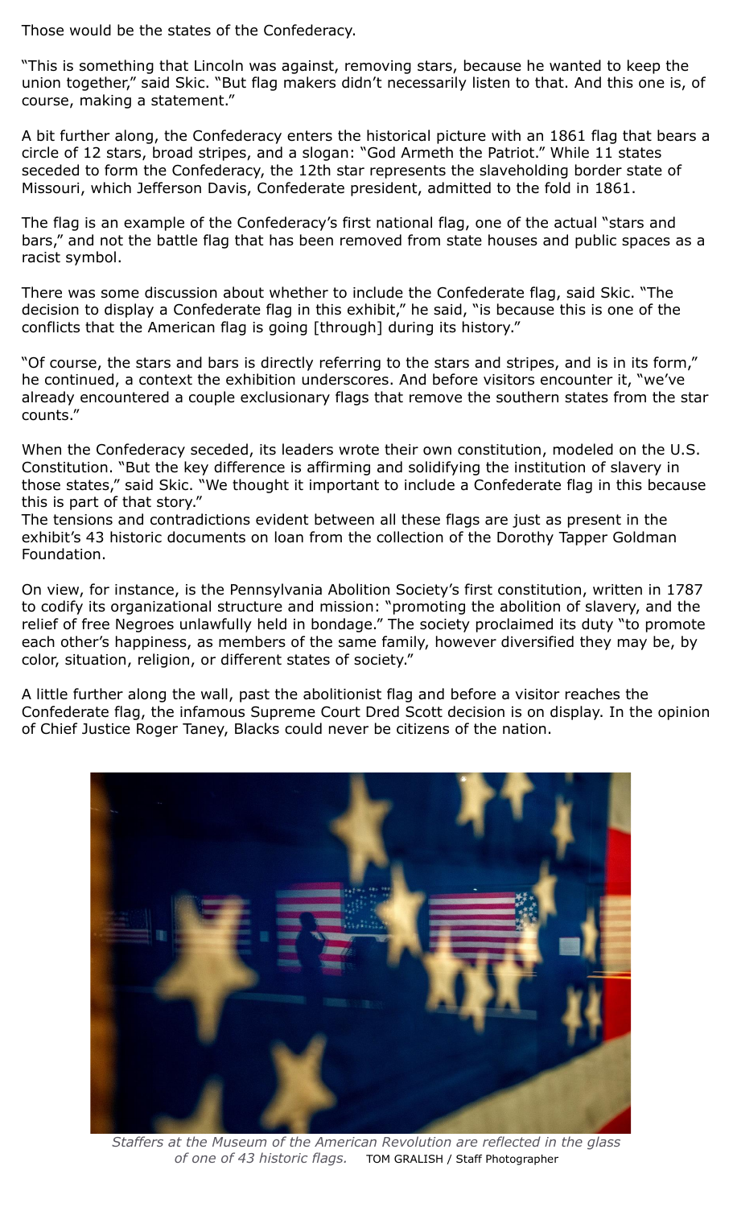Those would be the states of the Confederacy.

"This is something that Lincoln was against, removing stars, because he wanted to keep the union together," said Skic. "But flag makers didn't necessarily listen to that. And this one is, of course, making a statement."

A bit further along, the Confederacy enters the historical picture with an 1861 flag that bears a circle of 12 stars, broad stripes, and a slogan: "God Armeth the Patriot." While 11 states seceded to form the Confederacy, the 12th star represents the slaveholding border state of Missouri, which Jefferson Davis, Confederate president, admitted to the fold in 1861.

The flag is an example of the Confederacy's first national flag, one of the actual "stars and bars," and not the battle flag that has been removed from state houses and public spaces as a racist symbol.

There was some discussion about whether to include the Confederate flag, said Skic. "The decision to display a Confederate flag in this exhibit," he said, "is because this is one of the conflicts that the American flag is going [through] during its history."

"Of course, the stars and bars is directly referring to the stars and stripes, and is in its form," he continued, a context the exhibition underscores. And before visitors encounter it, "we've already encountered a couple exclusionary flags that remove the southern states from the star counts."

When the Confederacy seceded, its leaders wrote their own constitution, modeled on the U.S. Constitution. "But the key difference is affirming and solidifying the institution of slavery in those states," said Skic. "We thought it important to include a Confederate flag in this because this is part of that story."

The tensions and contradictions evident between all these flags are just as present in the exhibit's 43 historic documents on loan from the collection of the Dorothy Tapper Goldman Foundation.

On view, for instance, is the Pennsylvania Abolition Society's first constitution, written in 1787 to codify its organizational structure and mission: "promoting the abolition of slavery, and the relief of free Negroes unlawfully held in bondage." The society proclaimed its duty "to promote each other's happiness, as members of the same family, however diversified they may be, by color, situation, religion, or different states of society."

A little further along the wall, past the abolitionist flag and before a visitor reaches the Confederate flag, the infamous Supreme Court Dred Scott decision is on display. In the opinion of Chief Justice Roger Taney, Blacks could never be citizens of the nation.

*Staffers at the Museum of the American Revolution are reflected in the glass of one of 43 historic flags.* TOM GRALISH / Staff Photographer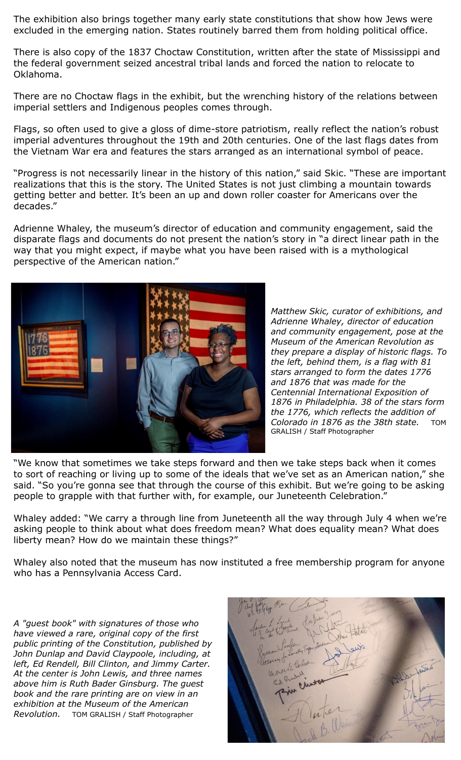The exhibition also brings together many early state constitutions that show how Jews were excluded in the emerging nation. States routinely barred them from holding political office.

There is also copy of the 1837 Choctaw Constitution, written after the state of Mississippi and the federal government seized ancestral tribal lands and forced the nation to relocate to Oklahoma.

There are no Choctaw flags in the exhibit, but the wrenching history of the relations between imperial settlers and Indigenous peoples comes through.

Flags, so often used to give a gloss of dime-store patriotism, really reflect the nation's robust imperial adventures throughout the 19th and 20th centuries. One of the last flags dates from the Vietnam War era and features the stars arranged as an international symbol of peace.

"Progress is not necessarily linear in the history of this nation," said Skic. "These are important realizations that this is the story. The United States is not just climbing a mountain towards getting better and better. It's been an up and down roller coaster for Americans over the decades."

Adrienne Whaley, the museum's director of education and community engagement, said the disparate flags and documents do not present the nation's story in "a direct linear path in the way that you might expect, if maybe what you have been raised with is a mythological perspective of the American nation."

*Matthew Skic, curator of exhibitions, and Adrienne Whaley, director of education and community engagement, pose at the Museum of the American Revolution as they prepare a display of historic flags. To the left, behind them, is a flag with 81 stars arranged to form the dates 1776 and 1876 that was made for the Centennial International Exposition of 1876 in Philadelphia. 38 of the stars form the 1776, which reflects the addition of Colorado in 1876 as the 38th state.* TOM GRALISH / Staff Photographer

"We know that sometimes we take steps forward and then we take steps back when it comes to sort of reaching or living up to some of the ideals that we've set as an American nation," she said. "So you're gonna see that through the course of this exhibit. But we're going to be asking people to grapple with that further with, for example, our Juneteenth Celebration."

Whaley added: "We carry a through line from Juneteenth all the way through July 4 when we're asking people to think about what does freedom mean? What does equality mean? What does liberty mean? How do we maintain these things?"

Whaley also noted that the museum has now instituted a free membership program for anyone who has a Pennsylvania Access Card.

*A "guest book" with signatures of those who have viewed a rare, original copy of the first public printing of the Constitution, published by John Dunlap and David Claypoole, including, at left, Ed Rendell, Bill Clinton, and Jimmy Carter. At the center is John Lewis, and three names above him is Ruth Bader Ginsburg. The guest book and the rare printing are on view in an exhibition at the Museum of the American Revolution.* TOM GRALISH / Staff Photographer